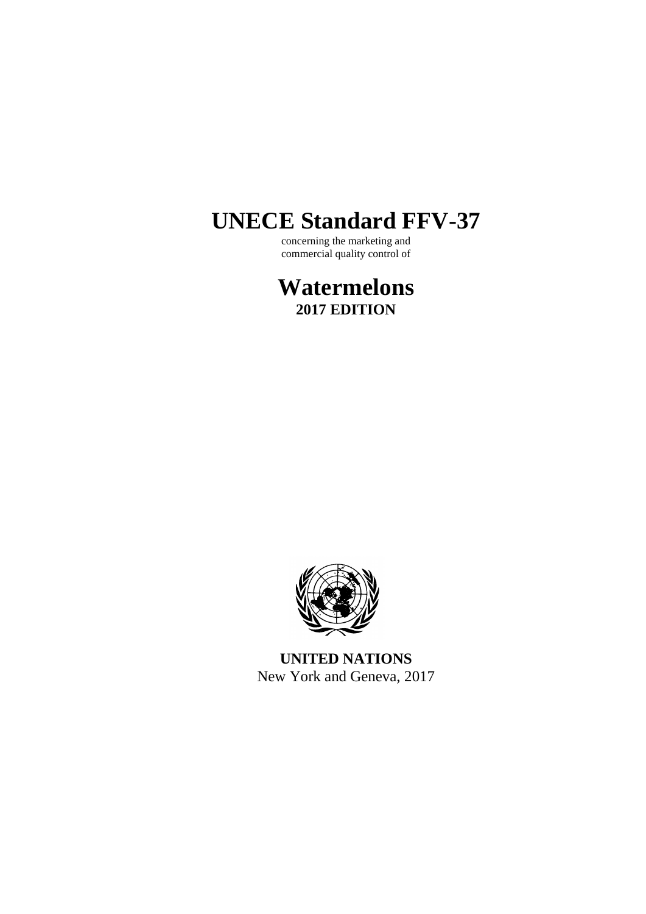# UNECE Standard FFV-37

concerning the marketing and
commercial quality control of

# Watermelons

**2017 EDITION**

**UNITED NATIONS**
New York and Geneva, 2017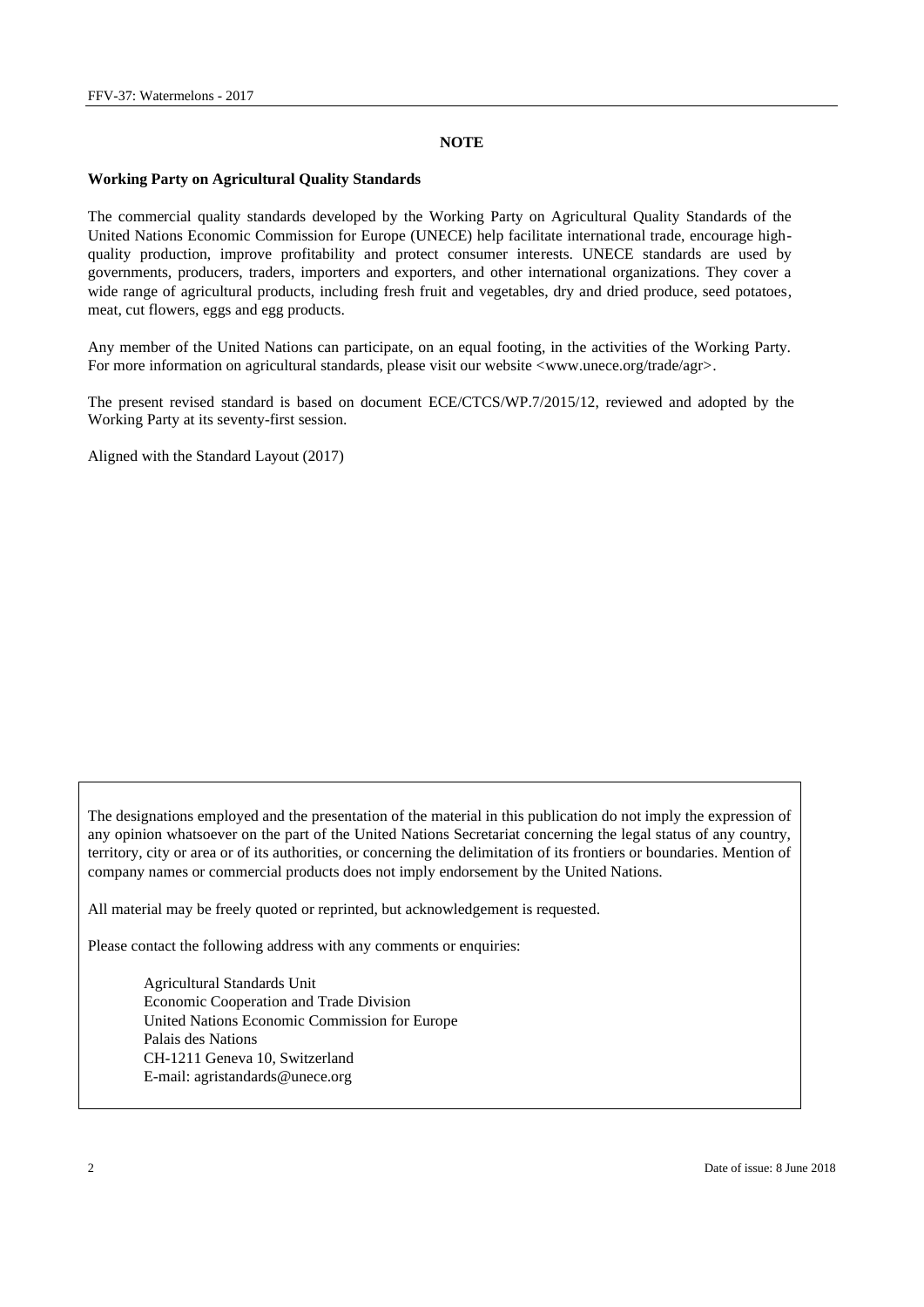## NOTE

### Working Party on Agricultural Quality Standards

The commercial quality standards developed by the Working Party on Agricultural Quality Standards of the United Nations Economic Commission for Europe (UNECE) help facilitate international trade, encourage high-quality production, improve profitability and protect consumer interests. UNECE standards are used by governments, producers, traders, importers and exporters, and other international organizations. They cover a wide range of agricultural products, including fresh fruit and vegetables, dry and dried produce, seed potatoes, meat, cut flowers, eggs and egg products.

Any member of the United Nations can participate, on an equal footing, in the activities of the Working Party. For more information on agricultural standards, please visit our website <www.unece.org/trade/agr>.

The present revised standard is based on document ECE/CTCS/WP.7/2015/12, reviewed and adopted by the Working Party at its seventy-first session.

Aligned with the Standard Layout (2017)

The designations employed and the presentation of the material in this publication do not imply the expression of any opinion whatsoever on the part of the United Nations Secretariat concerning the legal status of any country, territory, city or area or of its authorities, or concerning the delimitation of its frontiers or boundaries. Mention of company names or commercial products does not imply endorsement by the United Nations.

All material may be freely quoted or reprinted, but acknowledgement is requested.

Please contact the following address with any comments or enquiries:

Agricultural Standards Unit
Economic Cooperation and Trade Division
United Nations Economic Commission for Europe
Palais des Nations
CH-1211 Geneva 10, Switzerland
E-mail: agristandards@unece.org

Date of issue: 8 June 2018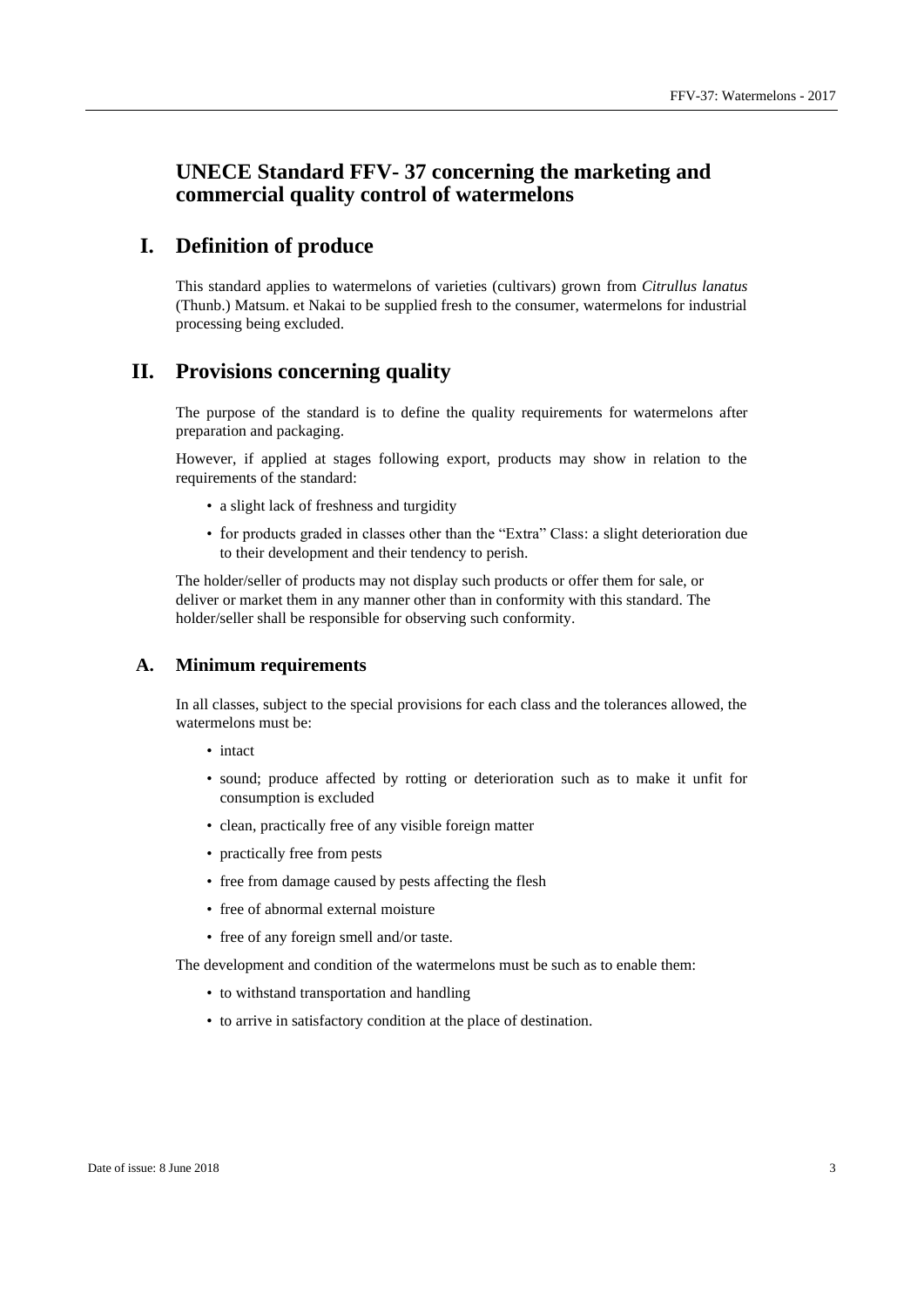# UNECE Standard FFV- 37 concerning the marketing and commercial quality control of watermelons

## I. Definition of produce

This standard applies to watermelons of varieties (cultivars) grown from *Citrullus lanatus* (Thunb.) Matsum. et Nakai to be supplied fresh to the consumer, watermelons for industrial processing being excluded.

## II. Provisions concerning quality

The purpose of the standard is to define the quality requirements for watermelons after preparation and packaging.

However, if applied at stages following export, products may show in relation to the requirements of the standard:

- a slight lack of freshness and turgidity
- for products graded in classes other than the "Extra" Class: a slight deterioration due to their development and their tendency to perish.

The holder/seller of products may not display such products or offer them for sale, or deliver or market them in any manner other than in conformity with this standard. The holder/seller shall be responsible for observing such conformity.

### A. Minimum requirements

In all classes, subject to the special provisions for each class and the tolerances allowed, the watermelons must be:

- intact
- sound; produce affected by rotting or deterioration such as to make it unfit for consumption is excluded
- clean, practically free of any visible foreign matter
- practically free from pests
- free from damage caused by pests affecting the flesh
- free of abnormal external moisture
- free of any foreign smell and/or taste.

The development and condition of the watermelons must be such as to enable them:

- to withstand transportation and handling
- to arrive in satisfactory condition at the place of destination.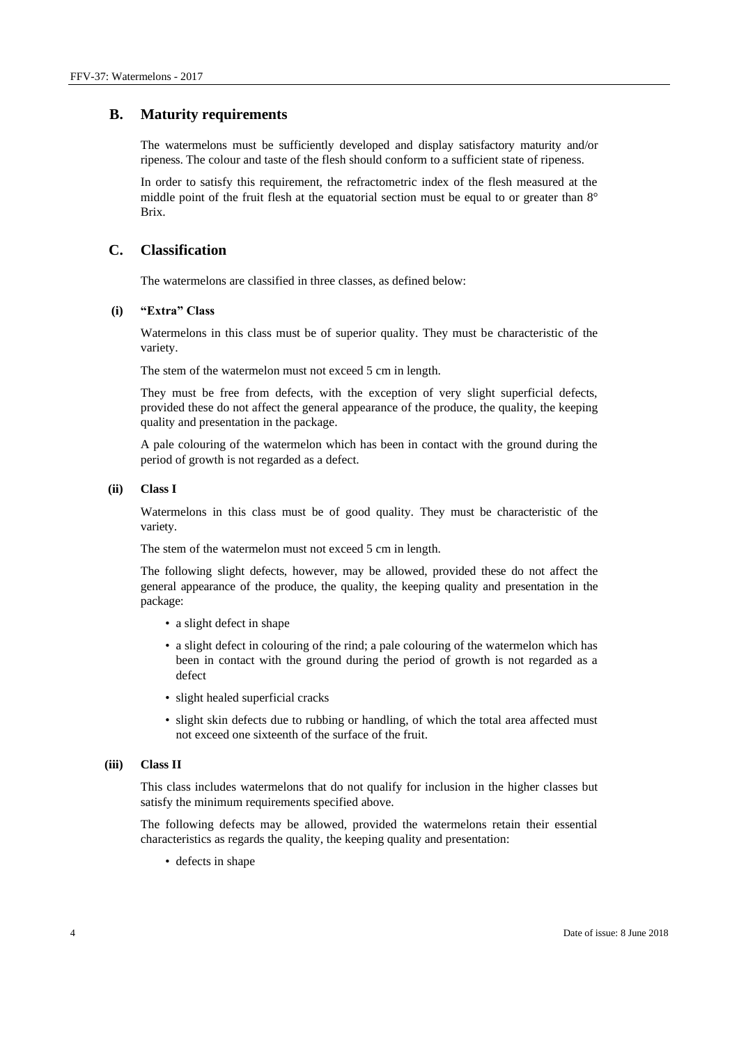## B. Maturity requirements

The watermelons must be sufficiently developed and display satisfactory maturity and/or ripeness. The colour and taste of the flesh should conform to a sufficient state of ripeness.

In order to satisfy this requirement, the refractometric index of the flesh measured at the middle point of the fruit flesh at the equatorial section must be equal to or greater than 8° Brix.

## C. Classification

The watermelons are classified in three classes, as defined below:

### (i) "Extra" Class

Watermelons in this class must be of superior quality. They must be characteristic of the variety.

The stem of the watermelon must not exceed 5 cm in length.

They must be free from defects, with the exception of very slight superficial defects, provided these do not affect the general appearance of the produce, the quality, the keeping quality and presentation in the package.

A pale colouring of the watermelon which has been in contact with the ground during the period of growth is not regarded as a defect.

### (ii) Class I

Watermelons in this class must be of good quality. They must be characteristic of the variety.

The stem of the watermelon must not exceed 5 cm in length.

The following slight defects, however, may be allowed, provided these do not affect the general appearance of the produce, the quality, the keeping quality and presentation in the package:

- a slight defect in shape
- a slight defect in colouring of the rind; a pale colouring of the watermelon which has been in contact with the ground during the period of growth is not regarded as a defect
- slight healed superficial cracks
- slight skin defects due to rubbing or handling, of which the total area affected must not exceed one sixteenth of the surface of the fruit.

### (iii) Class II

This class includes watermelons that do not qualify for inclusion in the higher classes but satisfy the minimum requirements specified above.

The following defects may be allowed, provided the watermelons retain their essential characteristics as regards the quality, the keeping quality and presentation:

- defects in shape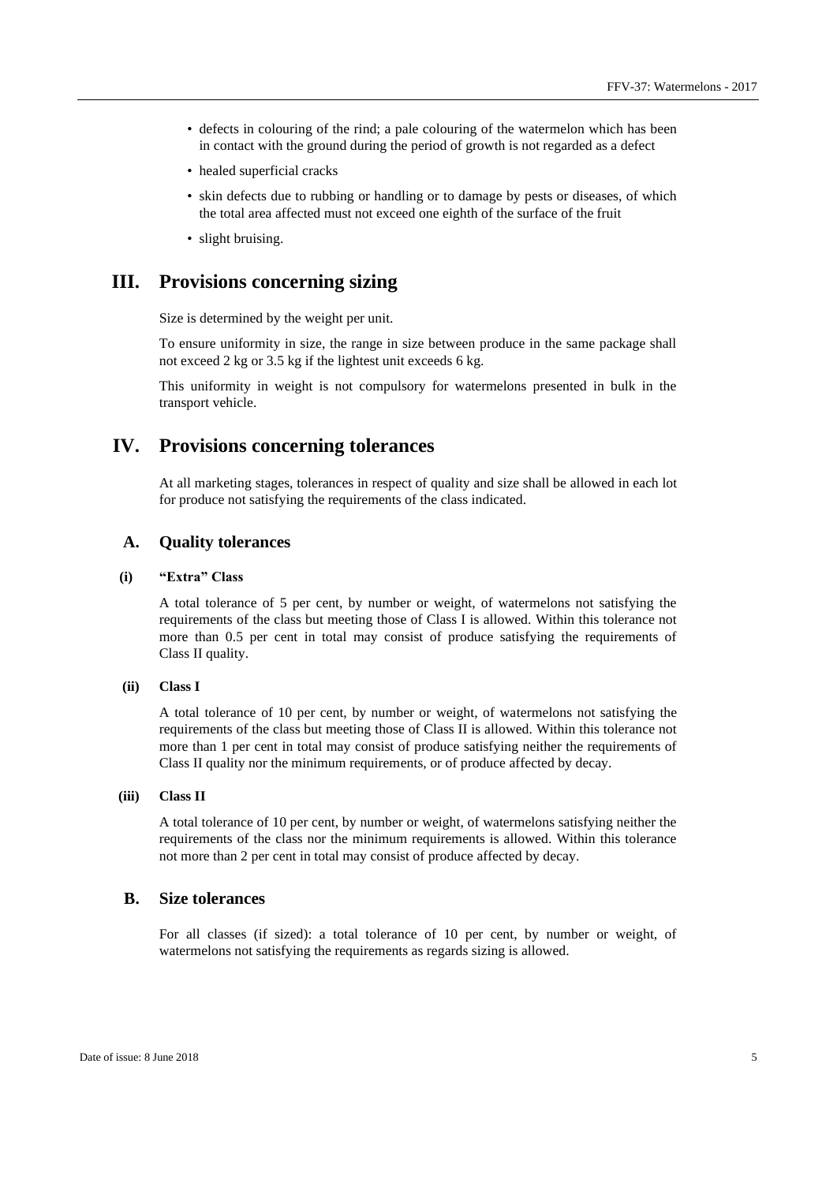- defects in colouring of the rind; a pale colouring of the watermelon which has been in contact with the ground during the period of growth is not regarded as a defect
- healed superficial cracks
- skin defects due to rubbing or handling or to damage by pests or diseases, of which the total area affected must not exceed one eighth of the surface of the fruit
- slight bruising.

# III. Provisions concerning sizing

Size is determined by the weight per unit.

To ensure uniformity in size, the range in size between produce in the same package shall not exceed 2 kg or 3.5 kg if the lightest unit exceeds 6 kg.

This uniformity in weight is not compulsory for watermelons presented in bulk in the transport vehicle.

# IV. Provisions concerning tolerances

At all marketing stages, tolerances in respect of quality and size shall be allowed in each lot for produce not satisfying the requirements of the class indicated.

## A. Quality tolerances

### (i) "Extra" Class

A total tolerance of 5 per cent, by number or weight, of watermelons not satisfying the requirements of the class but meeting those of Class I is allowed. Within this tolerance not more than 0.5 per cent in total may consist of produce satisfying the requirements of Class II quality.

### (ii) Class I

A total tolerance of 10 per cent, by number or weight, of watermelons not satisfying the requirements of the class but meeting those of Class II is allowed. Within this tolerance not more than 1 per cent in total may consist of produce satisfying neither the requirements of Class II quality nor the minimum requirements, or of produce affected by decay.

### (iii) Class II

A total tolerance of 10 per cent, by number or weight, of watermelons satisfying neither the requirements of the class nor the minimum requirements is allowed. Within this tolerance not more than 2 per cent in total may consist of produce affected by decay.

## B. Size tolerances

For all classes (if sized): a total tolerance of 10 per cent, by number or weight, of watermelons not satisfying the requirements as regards sizing is allowed.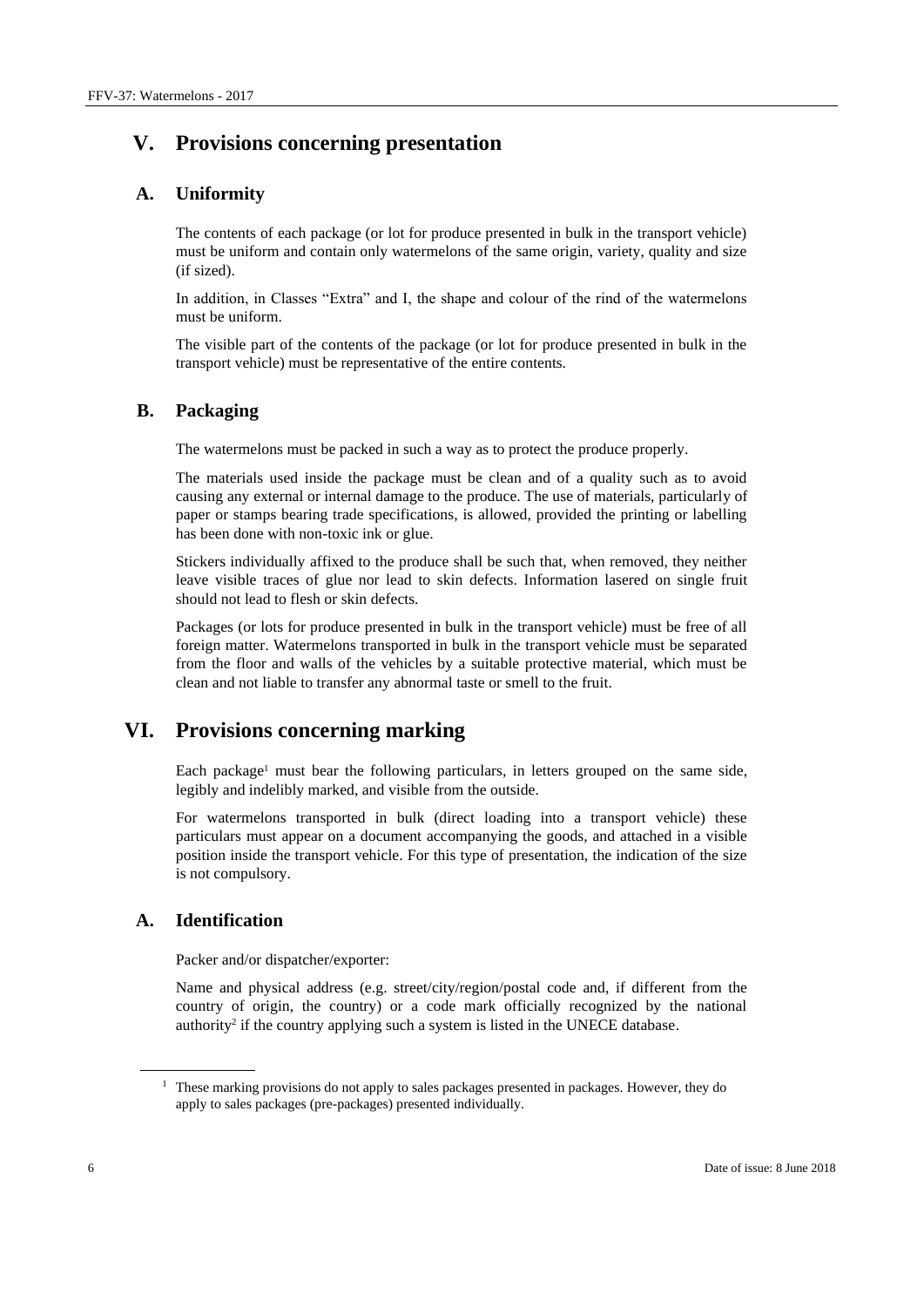# V. Provisions concerning presentation

## A. Uniformity

The contents of each package (or lot for produce presented in bulk in the transport vehicle) must be uniform and contain only watermelons of the same origin, variety, quality and size (if sized).

In addition, in Classes "Extra" and I, the shape and colour of the rind of the watermelons must be uniform.

The visible part of the contents of the package (or lot for produce presented in bulk in the transport vehicle) must be representative of the entire contents.

## B. Packaging

The watermelons must be packed in such a way as to protect the produce properly.

The materials used inside the package must be clean and of a quality such as to avoid causing any external or internal damage to the produce. The use of materials, particularly of paper or stamps bearing trade specifications, is allowed, provided the printing or labelling has been done with non-toxic ink or glue.

Stickers individually affixed to the produce shall be such that, when removed, they neither leave visible traces of glue nor lead to skin defects. Information lasered on single fruit should not lead to flesh or skin defects.

Packages (or lots for produce presented in bulk in the transport vehicle) must be free of all foreign matter. Watermelons transported in bulk in the transport vehicle must be separated from the floor and walls of the vehicles by a suitable protective material, which must be clean and not liable to transfer any abnormal taste or smell to the fruit.

# VI. Provisions concerning marking

Each package[1] must bear the following particulars, in letters grouped on the same side, legibly and indelibly marked, and visible from the outside.

For watermelons transported in bulk (direct loading into a transport vehicle) these particulars must appear on a document accompanying the goods, and attached in a visible position inside the transport vehicle. For this type of presentation, the indication of the size is not compulsory.

## A. Identification

Packer and/or dispatcher/exporter:

Name and physical address (e.g. street/city/region/postal code and, if different from the country of origin, the country) or a code mark officially recognized by the national authority[2] if the country applying such a system is listed in the UNECE database.

---

[1] These marking provisions do not apply to sales packages presented in packages. However, they do apply to sales packages (pre-packages) presented individually.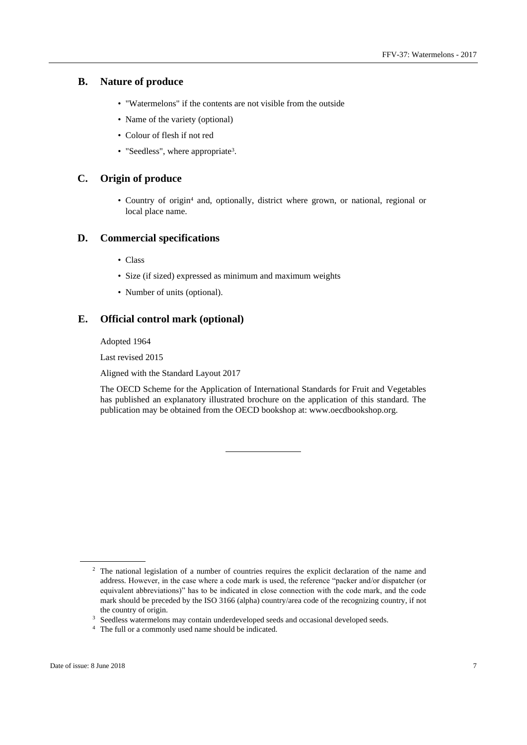## B. Nature of produce

- "Watermelons" if the contents are not visible from the outside
- Name of the variety (optional)
- Colour of flesh if not red
- "Seedless", where appropriate[3].

## C. Origin of produce

- Country of origin[4] and, optionally, district where grown, or national, regional or local place name.

## D. Commercial specifications

- Class
- Size (if sized) expressed as minimum and maximum weights
- Number of units (optional).

## E. Official control mark (optional)

Adopted 1964

Last revised 2015

Aligned with the Standard Layout 2017

The OECD Scheme for the Application of International Standards for Fruit and Vegetables has published an explanatory illustrated brochure on the application of this standard. The publication may be obtained from the OECD bookshop at: www.oecdbookshop.org.

---

[2] The national legislation of a number of countries requires the explicit declaration of the name and address. However, in the case where a code mark is used, the reference "packer and/or dispatcher (or equivalent abbreviations)" has to be indicated in close connection with the code mark, and the code mark should be preceded by the ISO 3166 (alpha) country/area code of the recognizing country, if not the country of origin.

[3] Seedless watermelons may contain underdeveloped seeds and occasional developed seeds.

[4] The full or a commonly used name should be indicated.